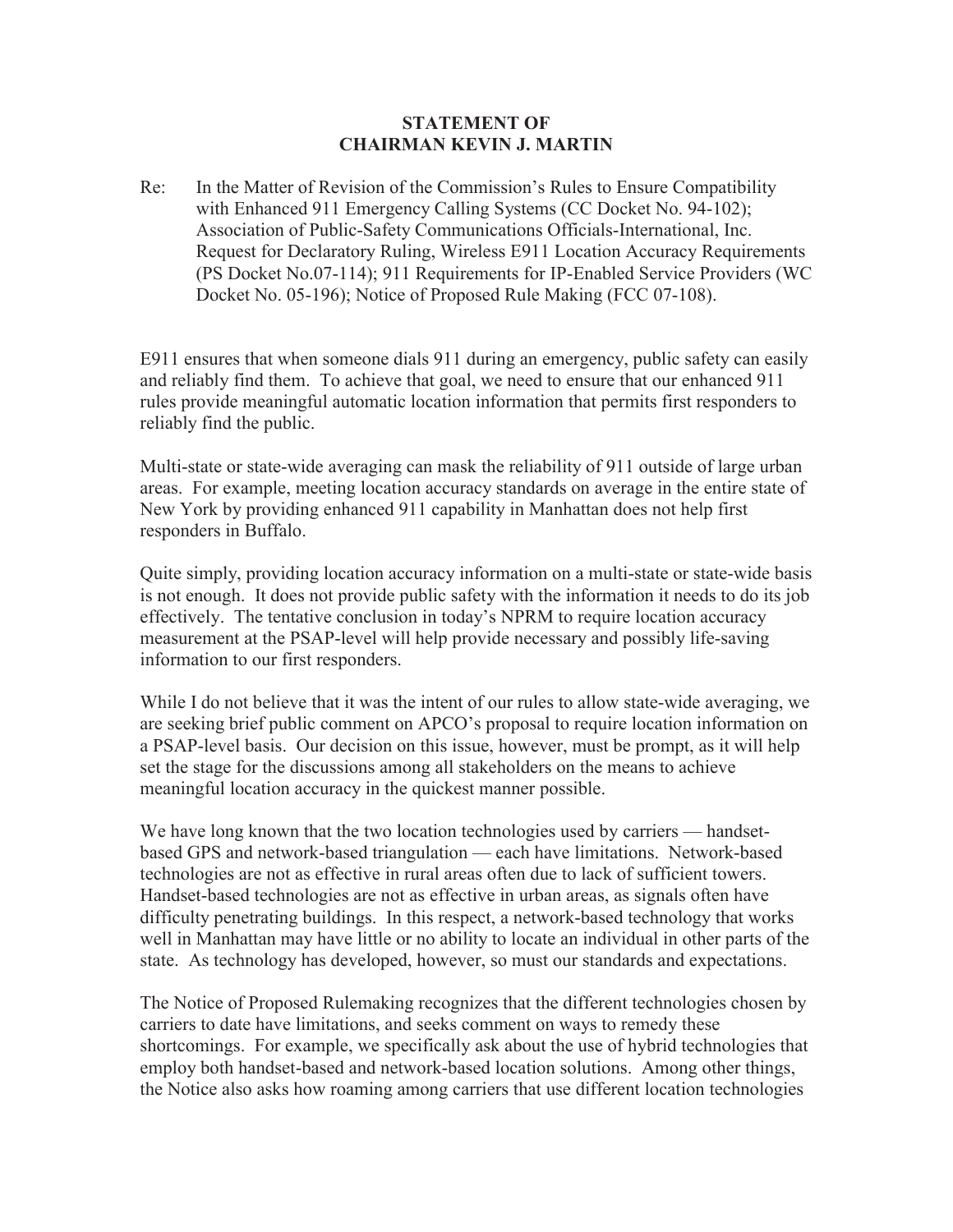**STATEMENT OF**
**CHAIRMAN KEVIN J. MARTIN**

Re: In the Matter of Revision of the Commission's Rules to Ensure Compatibility with Enhanced 911 Emergency Calling Systems (CC Docket No. 94-102); Association of Public-Safety Communications Officials-International, Inc. Request for Declaratory Ruling, Wireless E911 Location Accuracy Requirements (PS Docket No.07-114); 911 Requirements for IP-Enabled Service Providers (WC Docket No. 05-196); Notice of Proposed Rule Making (FCC 07-108).

E911 ensures that when someone dials 911 during an emergency, public safety can easily and reliably find them. To achieve that goal, we need to ensure that our enhanced 911 rules provide meaningful automatic location information that permits first responders to reliably find the public.

Multi-state or state-wide averaging can mask the reliability of 911 outside of large urban areas. For example, meeting location accuracy standards on average in the entire state of New York by providing enhanced 911 capability in Manhattan does not help first responders in Buffalo.

Quite simply, providing location accuracy information on a multi-state or state-wide basis is not enough. It does not provide public safety with the information it needs to do its job effectively. The tentative conclusion in today's NPRM to require location accuracy measurement at the PSAP-level will help provide necessary and possibly life-saving information to our first responders.

While I do not believe that it was the intent of our rules to allow state-wide averaging, we are seeking brief public comment on APCO's proposal to require location information on a PSAP-level basis. Our decision on this issue, however, must be prompt, as it will help set the stage for the discussions among all stakeholders on the means to achieve meaningful location accuracy in the quickest manner possible.

We have long known that the two location technologies used by carriers — handset-based GPS and network-based triangulation — each have limitations. Network-based technologies are not as effective in rural areas often due to lack of sufficient towers. Handset-based technologies are not as effective in urban areas, as signals often have difficulty penetrating buildings. In this respect, a network-based technology that works well in Manhattan may have little or no ability to locate an individual in other parts of the state. As technology has developed, however, so must our standards and expectations.

The Notice of Proposed Rulemaking recognizes that the different technologies chosen by carriers to date have limitations, and seeks comment on ways to remedy these shortcomings. For example, we specifically ask about the use of hybrid technologies that employ both handset-based and network-based location solutions. Among other things, the Notice also asks how roaming among carriers that use different location technologies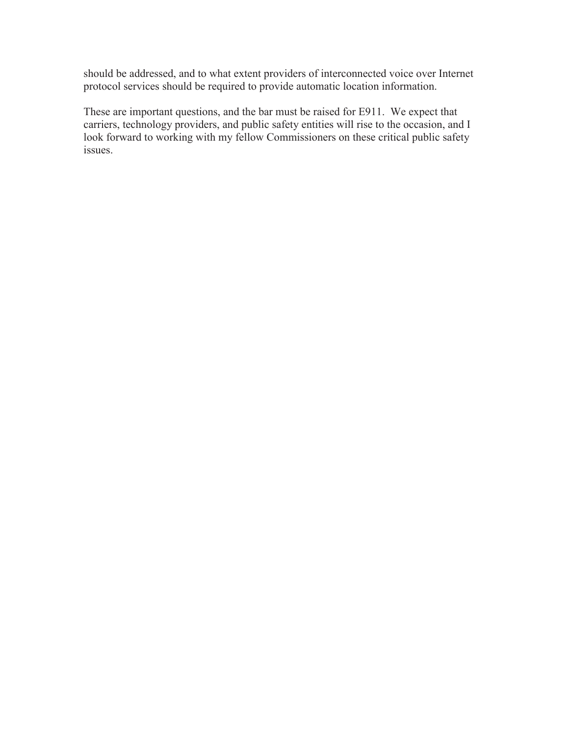should be addressed, and to what extent providers of interconnected voice over Internet protocol services should be required to provide automatic location information.

These are important questions, and the bar must be raised for E911. We expect that carriers, technology providers, and public safety entities will rise to the occasion, and I look forward to working with my fellow Commissioners on these critical public safety issues.